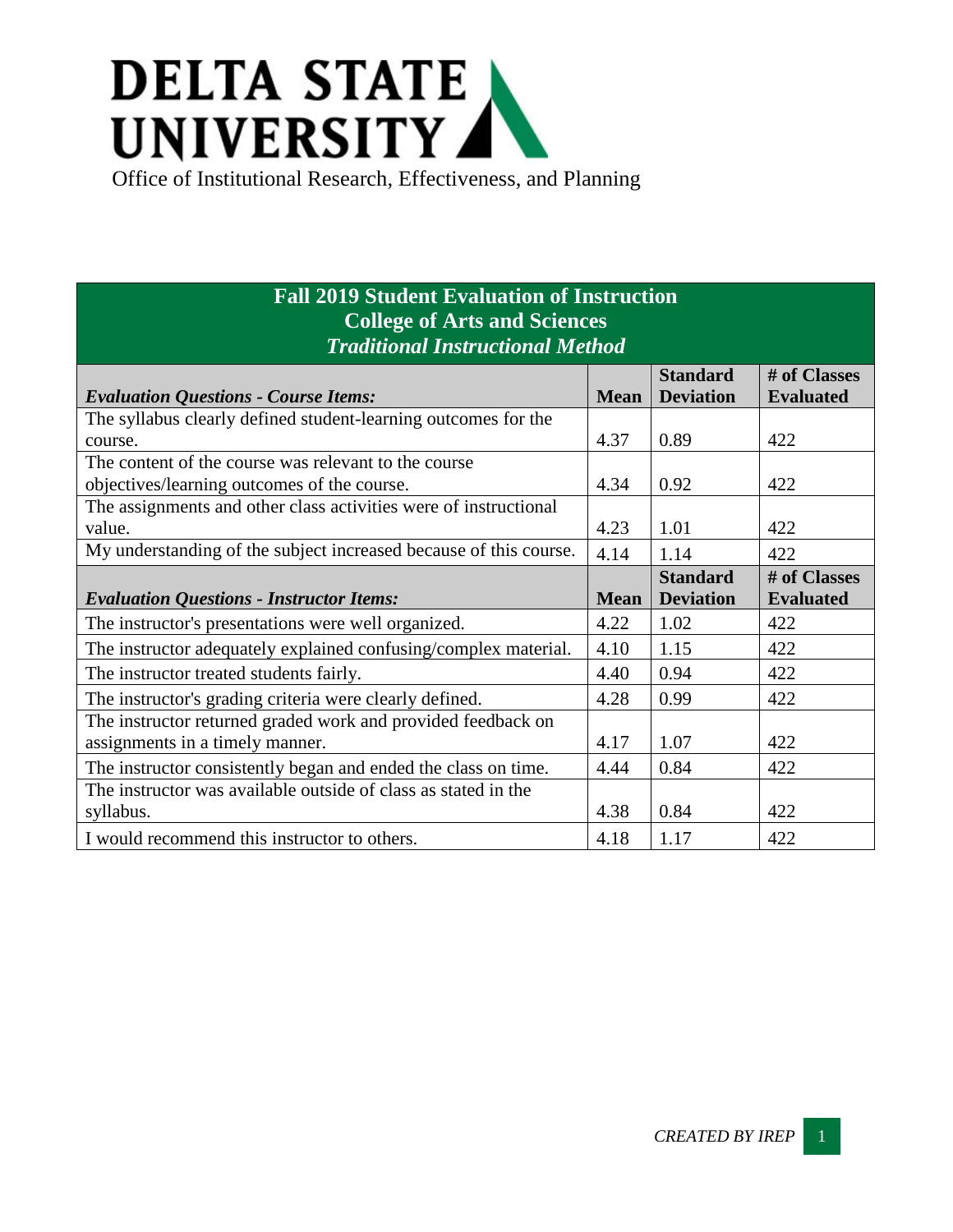# DELTA STATE UNIVERSITY

Office of Institutional Research, Effectiveness, and Planning

| **Fall 2019 Student Evaluation of Instruction<br>College of Arts and Sciences<br>*Traditional Instructional Method*** | | | |
|---|---|---|---|
| ***Evaluation Questions - Course Items:*** | **Mean** | **Standard Deviation** | **# of Classes Evaluated** |
| The syllabus clearly defined student-learning outcomes for the course. | 4.37 | 0.89 | 422 |
| The content of the course was relevant to the course objectives/learning outcomes of the course. | 4.34 | 0.92 | 422 |
| The assignments and other class activities were of instructional value. | 4.23 | 1.01 | 422 |
| My understanding of the subject increased because of this course. | 4.14 | 1.14 | 422 |
| ***Evaluation Questions - Instructor Items:*** | **Mean** | **Standard Deviation** | **# of Classes Evaluated** |
| The instructor's presentations were well organized. | 4.22 | 1.02 | 422 |
| The instructor adequately explained confusing/complex material. | 4.10 | 1.15 | 422 |
| The instructor treated students fairly. | 4.40 | 0.94 | 422 |
| The instructor's grading criteria were clearly defined. | 4.28 | 0.99 | 422 |
| The instructor returned graded work and provided feedback on assignments in a timely manner. | 4.17 | 1.07 | 422 |
| The instructor consistently began and ended the class on time. | 4.44 | 0.84 | 422 |
| The instructor was available outside of class as stated in the syllabus. | 4.38 | 0.84 | 422 |
| I would recommend this instructor to others. | 4.18 | 1.17 | 422 |

*CREATED BY IREP*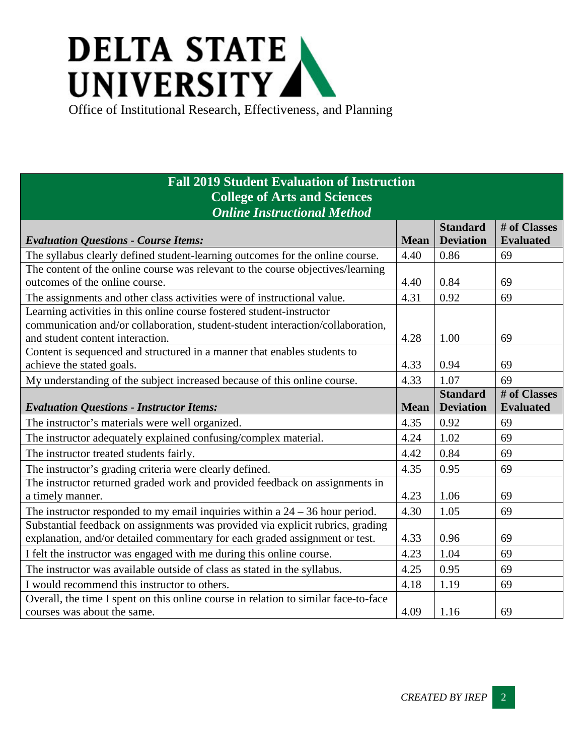# DELTA STATE UNIVERSITY

Office of Institutional Research, Effectiveness, and Planning

| **Fall 2019 Student Evaluation of Instruction<br>College of Arts and Sciences<br>*Online Instructional Method*** | | | |
|---|---|---|---|
| ***Evaluation Questions - Course Items:*** | **Mean** | **Standard Deviation** | **# of Classes Evaluated** |
| The syllabus clearly defined student-learning outcomes for the online course. | 4.40 | 0.86 | 69 |
| The content of the online course was relevant to the course objectives/learning outcomes of the online course. | 4.40 | 0.84 | 69 |
| The assignments and other class activities were of instructional value. | 4.31 | 0.92 | 69 |
| Learning activities in this online course fostered student-instructor communication and/or collaboration, student-student interaction/collaboration, and student content interaction. | 4.28 | 1.00 | 69 |
| Content is sequenced and structured in a manner that enables students to achieve the stated goals. | 4.33 | 0.94 | 69 |
| My understanding of the subject increased because of this online course. | 4.33 | 1.07 | 69 |
| ***Evaluation Questions - Instructor Items:*** | **Mean** | **Standard Deviation** | **# of Classes Evaluated** |
| The instructor's materials were well organized. | 4.35 | 0.92 | 69 |
| The instructor adequately explained confusing/complex material. | 4.24 | 1.02 | 69 |
| The instructor treated students fairly. | 4.42 | 0.84 | 69 |
| The instructor's grading criteria were clearly defined. | 4.35 | 0.95 | 69 |
| The instructor returned graded work and provided feedback on assignments in a timely manner. | 4.23 | 1.06 | 69 |
| The instructor responded to my email inquiries within a 24 – 36 hour period. | 4.30 | 1.05 | 69 |
| Substantial feedback on assignments was provided via explicit rubrics, grading explanation, and/or detailed commentary for each graded assignment or test. | 4.33 | 0.96 | 69 |
| I felt the instructor was engaged with me during this online course. | 4.23 | 1.04 | 69 |
| The instructor was available outside of class as stated in the syllabus. | 4.25 | 0.95 | 69 |
| I would recommend this instructor to others. | 4.18 | 1.19 | 69 |
| Overall, the time I spent on this online course in relation to similar face-to-face courses was about the same. | 4.09 | 1.16 | 69 |

*CREATED BY IREP*